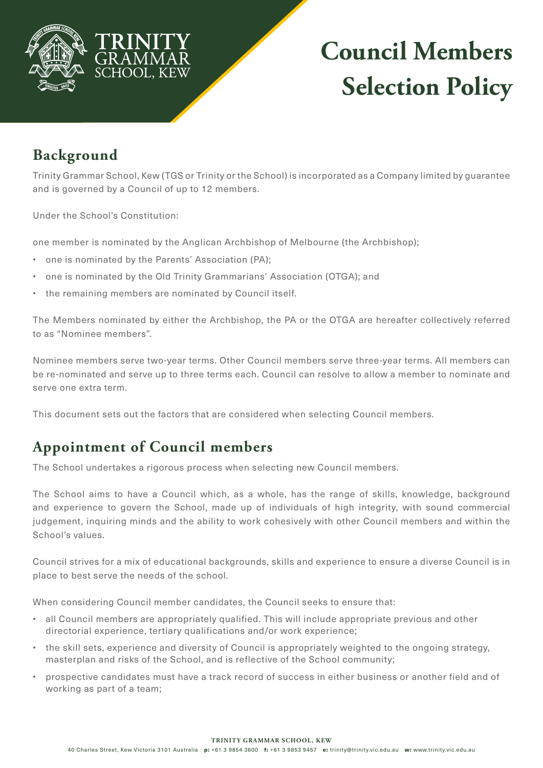# Council Members Selection Policy

## Background

Trinity Grammar School, Kew (TGS or Trinity or the School) is incorporated as a Company limited by guarantee and is governed by a Council of up to 12 members.

Under the School's Constitution:

one member is nominated by the Anglican Archbishop of Melbourne (the Archbishop);

- one is nominated by the Parents' Association (PA);
- one is nominated by the Old Trinity Grammarians' Association (OTGA); and
- the remaining members are nominated by Council itself.

The Members nominated by either the Archbishop, the PA or the OTGA are hereafter collectively referred to as "Nominee members".

Nominee members serve two-year terms. Other Council members serve three-year terms. All members can be re-nominated and serve up to three terms each. Council can resolve to allow a member to nominate and serve one extra term.

This document sets out the factors that are considered when selecting Council members.

## Appointment of Council members

The School undertakes a rigorous process when selecting new Council members.

The School aims to have a Council which, as a whole, has the range of skills, knowledge, background and experience to govern the School, made up of individuals of high integrity, with sound commercial judgement, inquiring minds and the ability to work cohesively with other Council members and within the School's values.

Council strives for a mix of educational backgrounds, skills and experience to ensure a diverse Council is in place to best serve the needs of the school.

When considering Council member candidates, the Council seeks to ensure that:

- all Council members are appropriately qualified. This will include appropriate previous and other directorial experience, tertiary qualifications and/or work experience;
- the skill sets, experience and diversity of Council is appropriately weighted to the ongoing strategy, masterplan and risks of the School, and is reflective of the School community;
- prospective candidates must have a track record of success in either business or another field and of working as part of a team;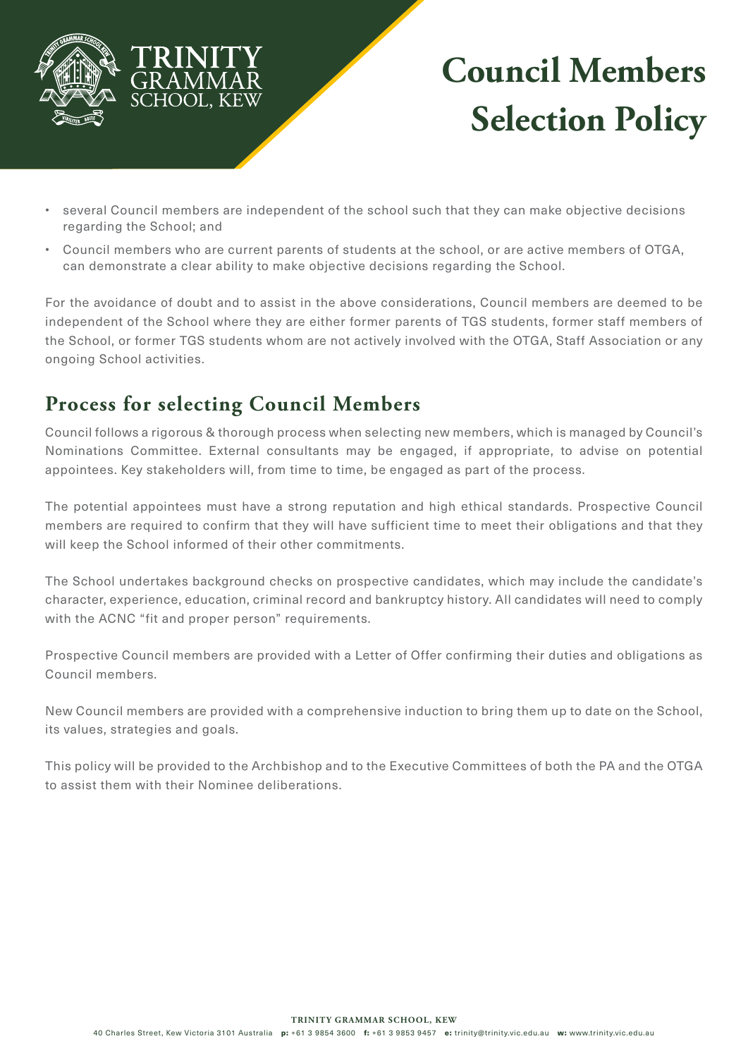- several Council members are independent of the school such that they can make objective decisions regarding the School; and
- Council members who are current parents of students at the school, or are active members of OTGA, can demonstrate a clear ability to make objective decisions regarding the School.

For the avoidance of doubt and to assist in the above considerations, Council members are deemed to be independent of the School where they are either former parents of TGS students, former staff members of the School, or former TGS students whom are not actively involved with the OTGA, Staff Association or any ongoing School activities.

## Process for selecting Council Members

Council follows a rigorous & thorough process when selecting new members, which is managed by Council's Nominations Committee. External consultants may be engaged, if appropriate, to advise on potential appointees. Key stakeholders will, from time to time, be engaged as part of the process.

The potential appointees must have a strong reputation and high ethical standards. Prospective Council members are required to confirm that they will have sufficient time to meet their obligations and that they will keep the School informed of their other commitments.

The School undertakes background checks on prospective candidates, which may include the candidate's character, experience, education, criminal record and bankruptcy history. All candidates will need to comply with the ACNC "fit and proper person" requirements.

Prospective Council members are provided with a Letter of Offer confirming their duties and obligations as Council members.

New Council members are provided with a comprehensive induction to bring them up to date on the School, its values, strategies and goals.

This policy will be provided to the Archbishop and to the Executive Committees of both the PA and the OTGA to assist them with their Nominee deliberations.